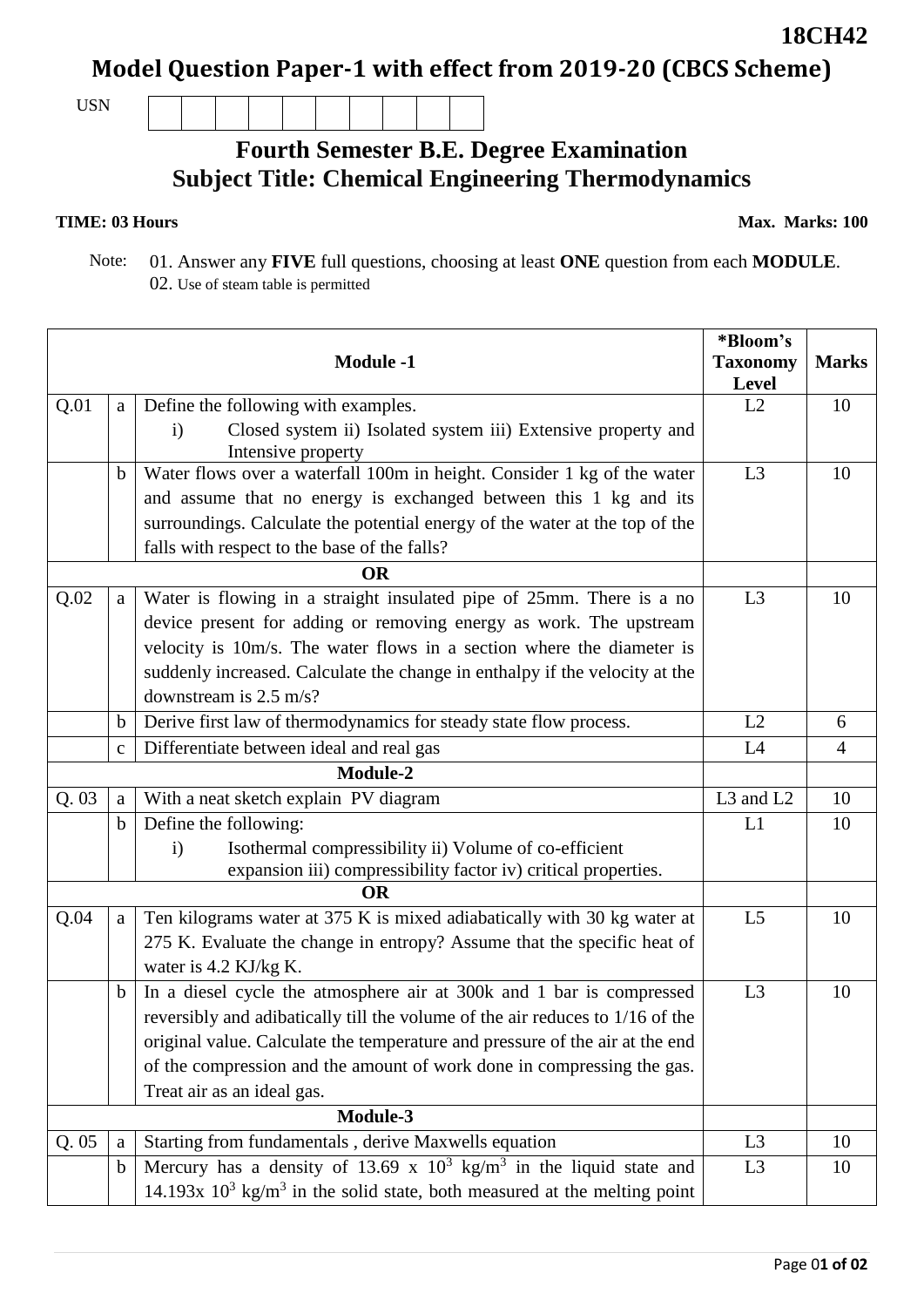**18CH42**

# Model Question Paper-1 with effect from 2019-20 (CBCS Scheme)

USN | | | | | | | | | | |

## Fourth Semester B.E. Degree Examination
## Subject Title: Chemical Engineering Thermodynamics

**TIME: 03 Hours** **Max. Marks: 100**

Note: 01. Answer any **FIVE** full questions, choosing at least **ONE** question from each **MODULE**.
02. Use of steam table is permitted

| | | **Module -1** | **\*Bloom's Taxonomy Level** | **Marks** |
|---|---|---|---|---|
| Q.01 | a | Define the following with examples. i) Closed system ii) Isolated system iii) Extensive property and Intensive property | L2 | 10 |
| | b | Water flows over a waterfall 100m in height. Consider 1 kg of the water and assume that no energy is exchanged between this 1 kg and its surroundings. Calculate the potential energy of the water at the top of the falls with respect to the base of the falls? | L3 | 10 |
| | | **OR** | | |
| Q.02 | a | Water is flowing in a straight insulated pipe of 25mm. There is a no device present for adding or removing energy as work. The upstream velocity is 10m/s. The water flows in a section where the diameter is suddenly increased. Calculate the change in enthalpy if the velocity at the downstream is 2.5 m/s? | L3 | 10 |
| | b | Derive first law of thermodynamics for steady state flow process. | L2 | 6 |
| | c | Differentiate between ideal and real gas | L4 | 4 |
| | | **Module-2** | | |
| Q. 03 | a | With a neat sketch explain PV diagram | L3 and L2 | 10 |
| | b | Define the following: i) Isothermal compressibility ii) Volume of co-efficient expansion iii) compressibility factor iv) critical properties. | L1 | 10 |
| | | **OR** | | |
| Q.04 | a | Ten kilograms water at 375 K is mixed adiabatically with 30 kg water at 275 K. Evaluate the change in entropy? Assume that the specific heat of water is 4.2 KJ/kg K. | L5 | 10 |
| | b | In a diesel cycle the atmosphere air at 300k and 1 bar is compressed reversibly and adibatically till the volume of the air reduces to 1/16 of the original value. Calculate the temperature and pressure of the air at the end of the compression and the amount of work done in compressing the gas. Treat air as an ideal gas. | L3 | 10 |
| | | **Module-3** | | |
| Q. 05 | a | Starting from fundamentals , derive Maxwells equation | L3 | 10 |
| | b | Mercury has a density of 13.69 x $10^3$ kg/$m^3$ in the liquid state and 14.193x $10^3$ kg/$m^3$ in the solid state, both measured at the melting point | L3 | 10 |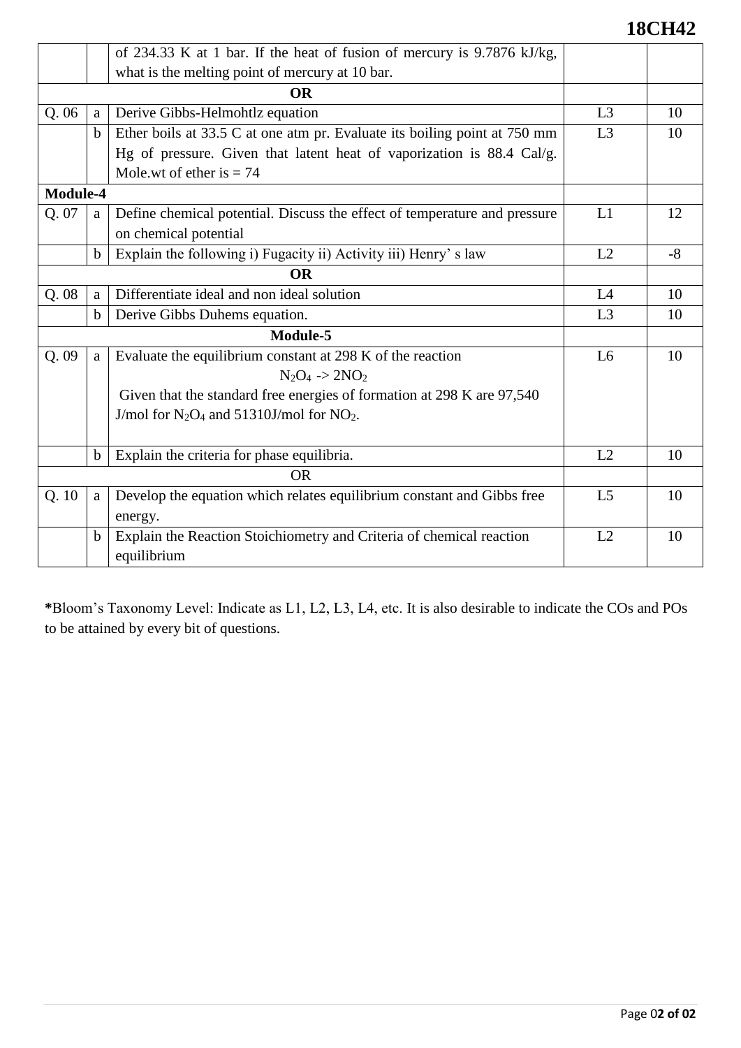| | | | | |
|---|---|---|---|---|
| | | of 234.33 K at 1 bar. If the heat of fusion of mercury is 9.7876 kJ/kg, what is the melting point of mercury at 10 bar. | | |
| | | **OR** | | |
| Q. 06 | a | Derive Gibbs-Helmohtlz equation | L3 | 10 |
| | b | Ether boils at 33.5 C at one atm pr. Evaluate its boiling point at 750 mm Hg of pressure. Given that latent heat of vaporization is 88.4 Cal/g. Mole.wt of ether is = 74 | L3 | 10 |
| **Module-4** | | | | |
| Q. 07 | a | Define chemical potential. Discuss the effect of temperature and pressure on chemical potential | L1 | 12 |
| | b | Explain the following i) Fugacity ii) Activity iii) Henry' s law | L2 | -8 |
| | | **OR** | | |
| Q. 08 | a | Differentiate ideal and non ideal solution | L4 | 10 |
| | b | Derive Gibbs Duhems equation. | L3 | 10 |
| | | **Module-5** | | |
| Q. 09 | a | Evaluate the equilibrium constant at 298 K of the reaction $N_2O_4 \rightarrow 2NO_2$ Given that the standard free energies of formation at 298 K are 97,540 J/mol for $N_2O_4$ and 51310J/mol for $NO_2$. | L6 | 10 |
| | b | Explain the criteria for phase equilibria. | L2 | 10 |
| | | OR | | |
| Q. 10 | a | Develop the equation which relates equilibrium constant and Gibbs free energy. | L5 | 10 |
| | b | Explain the Reaction Stoichiometry and Criteria of chemical reaction equilibrium | L2 | 10 |

*Bloom's Taxonomy Level: Indicate as L1, L2, L3, L4, etc. It is also desirable to indicate the COs and POs to be attained by every bit of questions.